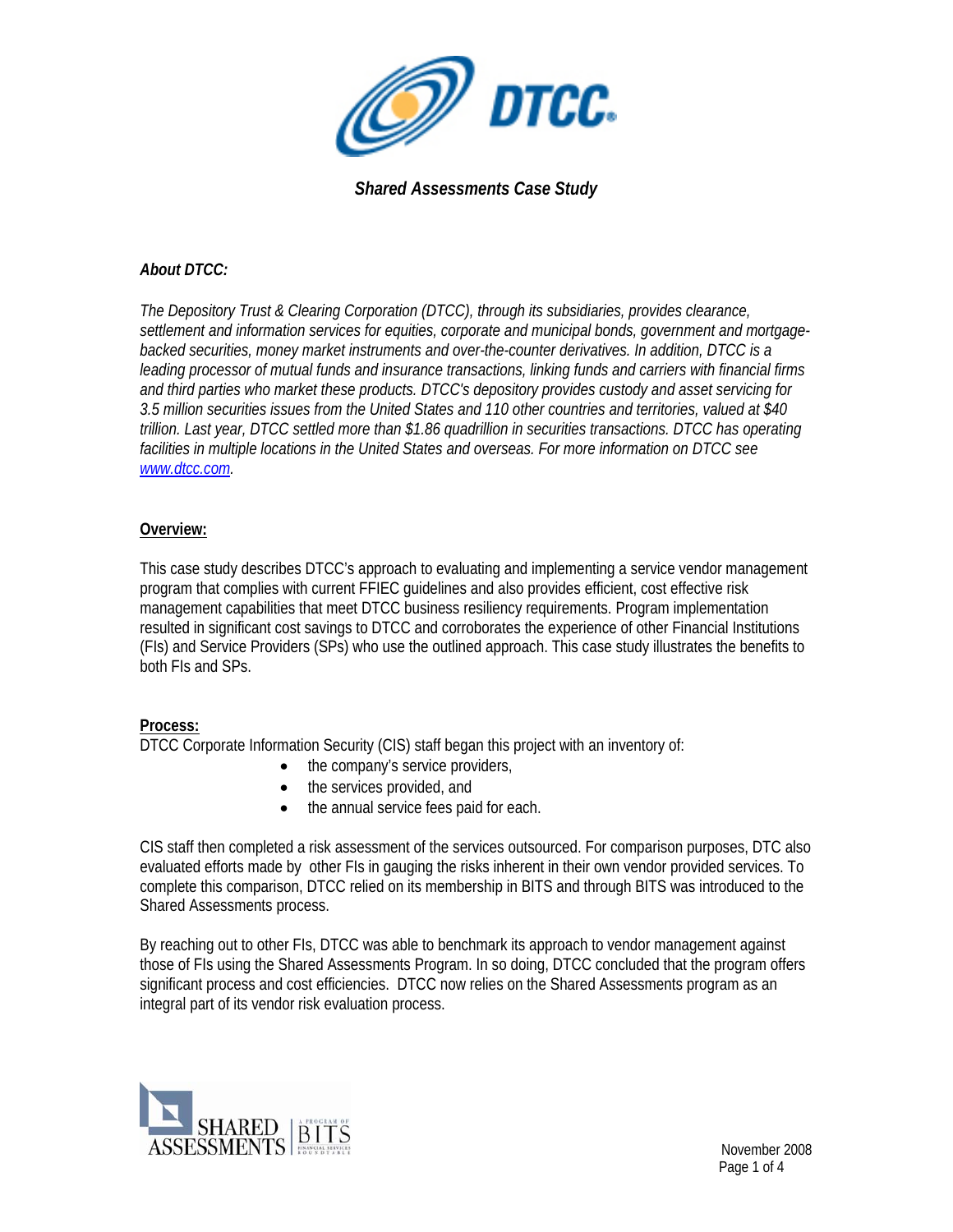*Shared Assessments Case Study*

***About DTCC:***

*The Depository Trust & Clearing Corporation (DTCC), through its subsidiaries, provides clearance, settlement and information services for equities, corporate and municipal bonds, government and mortgage-backed securities, money market instruments and over-the-counter derivatives. In addition, DTCC is a leading processor of mutual funds and insurance transactions, linking funds and carriers with financial firms and third parties who market these products. DTCC's depository provides custody and asset servicing for 3.5 million securities issues from the United States and 110 other countries and territories, valued at $40 trillion. Last year, DTCC settled more than $1.86 quadrillion in securities transactions. DTCC has operating facilities in multiple locations in the United States and overseas. For more information on DTCC see [www.dtcc.com](http://www.dtcc.com).*

**Overview:**

This case study describes DTCC's approach to evaluating and implementing a service vendor management program that complies with current FFIEC guidelines and also provides efficient, cost effective risk management capabilities that meet DTCC business resiliency requirements. Program implementation resulted in significant cost savings to DTCC and corroborates the experience of other Financial Institutions (FIs) and Service Providers (SPs) who use the outlined approach. This case study illustrates the benefits to both FIs and SPs.

**Process:**

DTCC Corporate Information Security (CIS) staff began this project with an inventory of:

- the company's service providers,
- the services provided, and
- the annual service fees paid for each.

CIS staff then completed a risk assessment of the services outsourced. For comparison purposes, DTC also evaluated efforts made by other FIs in gauging the risks inherent in their own vendor provided services. To complete this comparison, DTCC relied on its membership in BITS and through BITS was introduced to the Shared Assessments process.

By reaching out to other FIs, DTCC was able to benchmark its approach to vendor management against those of FIs using the Shared Assessments Program. In so doing, DTCC concluded that the program offers significant process and cost efficiencies. DTCC now relies on the Shared Assessments program as an integral part of its vendor risk evaluation process.

November 2008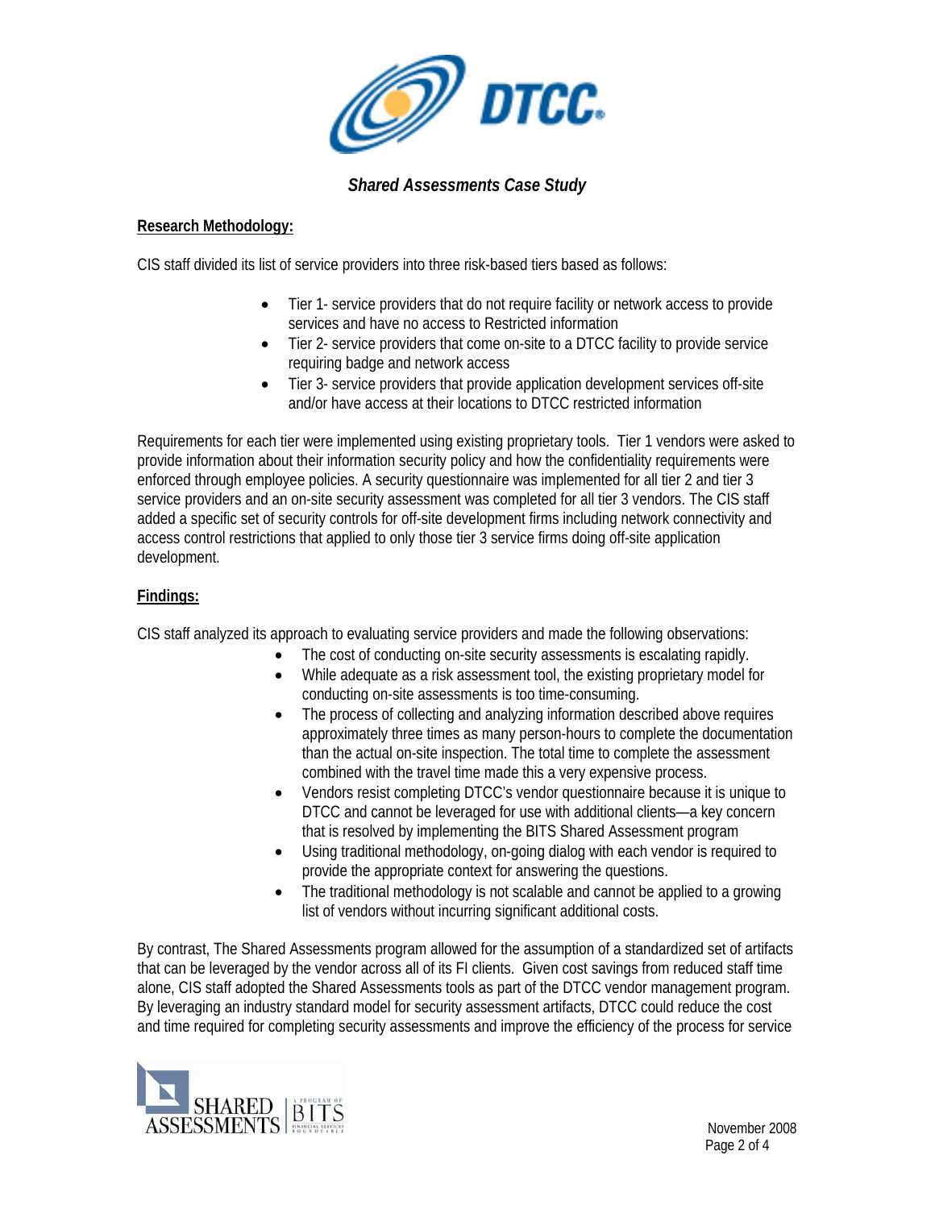*Shared Assessments Case Study*

**Research Methodology:**

CIS staff divided its list of service providers into three risk-based tiers based as follows:

- Tier 1- service providers that do not require facility or network access to provide services and have no access to Restricted information
- Tier 2- service providers that come on-site to a DTCC facility to provide service requiring badge and network access
- Tier 3- service providers that provide application development services off-site and/or have access at their locations to DTCC restricted information

Requirements for each tier were implemented using existing proprietary tools. Tier 1 vendors were asked to provide information about their information security policy and how the confidentiality requirements were enforced through employee policies. A security questionnaire was implemented for all tier 2 and tier 3 service providers and an on-site security assessment was completed for all tier 3 vendors. The CIS staff added a specific set of security controls for off-site development firms including network connectivity and access control restrictions that applied to only those tier 3 service firms doing off-site application development.

**Findings:**

CIS staff analyzed its approach to evaluating service providers and made the following observations:

- The cost of conducting on-site security assessments is escalating rapidly.
- While adequate as a risk assessment tool, the existing proprietary model for conducting on-site assessments is too time-consuming.
- The process of collecting and analyzing information described above requires approximately three times as many person-hours to complete the documentation than the actual on-site inspection. The total time to complete the assessment combined with the travel time made this a very expensive process.
- Vendors resist completing DTCC's vendor questionnaire because it is unique to DTCC and cannot be leveraged for use with additional clients—a key concern that is resolved by implementing the BITS Shared Assessment program
- Using traditional methodology, on-going dialog with each vendor is required to provide the appropriate context for answering the questions.
- The traditional methodology is not scalable and cannot be applied to a growing list of vendors without incurring significant additional costs.

By contrast, The Shared Assessments program allowed for the assumption of a standardized set of artifacts that can be leveraged by the vendor across all of its FI clients. Given cost savings from reduced staff time alone, CIS staff adopted the Shared Assessments tools as part of the DTCC vendor management program. By leveraging an industry standard model for security assessment artifacts, DTCC could reduce the cost and time required for completing security assessments and improve the efficiency of the process for service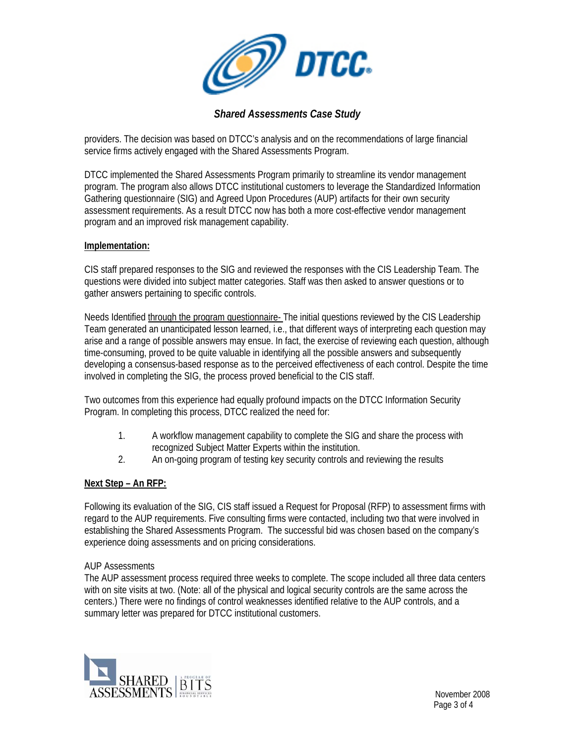providers. The decision was based on DTCC's analysis and on the recommendations of large financial service firms actively engaged with the Shared Assessments Program.

DTCC implemented the Shared Assessments Program primarily to streamline its vendor management program. The program also allows DTCC institutional customers to leverage the Standardized Information Gathering questionnaire (SIG) and Agreed Upon Procedures (AUP) artifacts for their own security assessment requirements. As a result DTCC now has both a more cost-effective vendor management program and an improved risk management capability.

**Implementation:**

CIS staff prepared responses to the SIG and reviewed the responses with the CIS Leadership Team. The questions were divided into subject matter categories. Staff was then asked to answer questions or to gather answers pertaining to specific controls.

Needs Identified through the program questionnaire- The initial questions reviewed by the CIS Leadership Team generated an unanticipated lesson learned, i.e., that different ways of interpreting each question may arise and a range of possible answers may ensue. In fact, the exercise of reviewing each question, although time-consuming, proved to be quite valuable in identifying all the possible answers and subsequently developing a consensus-based response as to the perceived effectiveness of each control. Despite the time involved in completing the SIG, the process proved beneficial to the CIS staff.

Two outcomes from this experience had equally profound impacts on the DTCC Information Security Program. In completing this process, DTCC realized the need for:

1. A workflow management capability to complete the SIG and share the process with recognized Subject Matter Experts within the institution.
2. An on-going program of testing key security controls and reviewing the results

**Next Step – An RFP:**

Following its evaluation of the SIG, CIS staff issued a Request for Proposal (RFP) to assessment firms with regard to the AUP requirements. Five consulting firms were contacted, including two that were involved in establishing the Shared Assessments Program. The successful bid was chosen based on the company's experience doing assessments and on pricing considerations.

AUP Assessments

The AUP assessment process required three weeks to complete. The scope included all three data centers with on site visits at two. (Note: all of the physical and logical security controls are the same across the centers.) There were no findings of control weaknesses identified relative to the AUP controls, and a summary letter was prepared for DTCC institutional customers.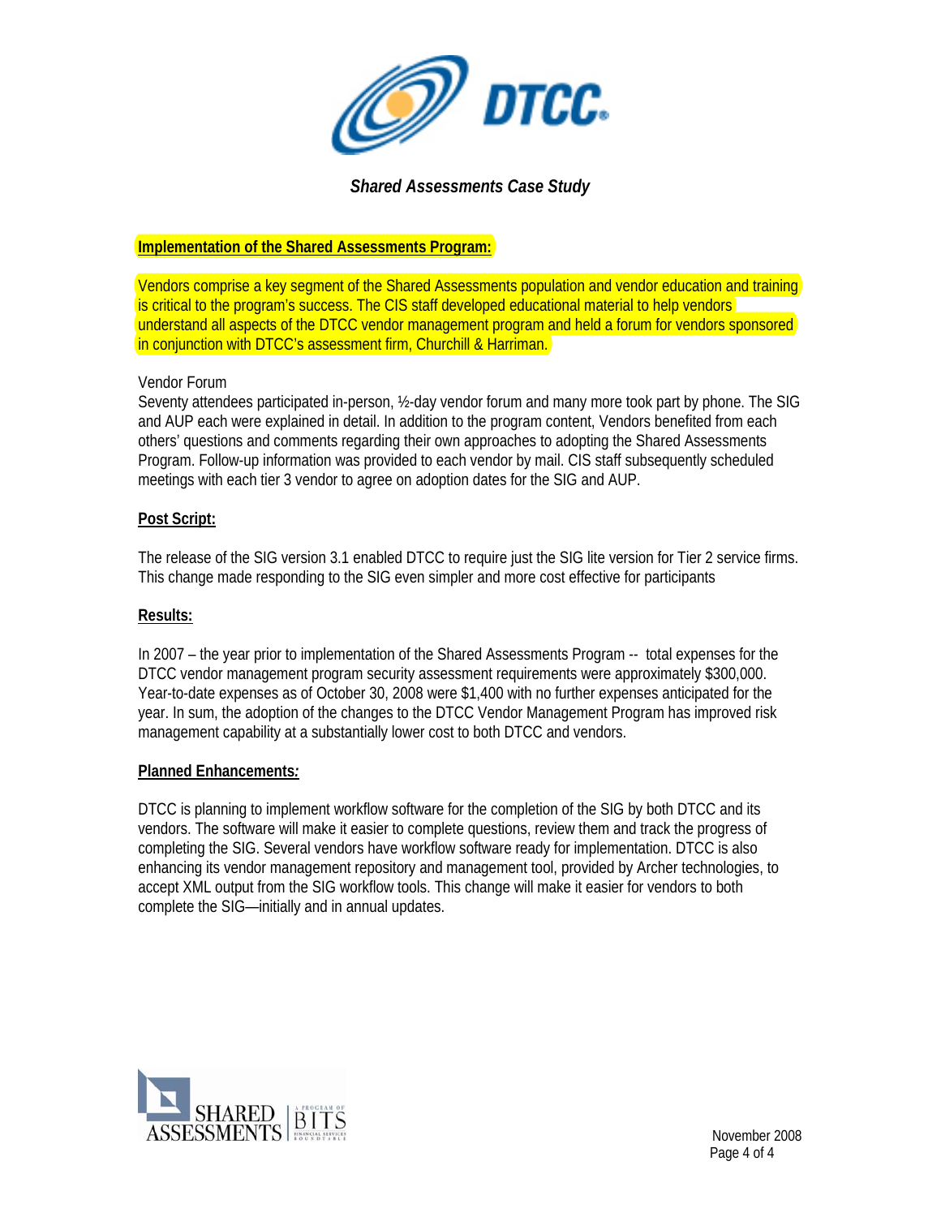*Shared Assessments Case Study*

**Implementation of the Shared Assessments Program:**

Vendors comprise a key segment of the Shared Assessments population and vendor education and training is critical to the program's success. The CIS staff developed educational material to help vendors understand all aspects of the DTCC vendor management program and held a forum for vendors sponsored in conjunction with DTCC's assessment firm, Churchill & Harriman.

Vendor Forum

Seventy attendees participated in-person, ½-day vendor forum and many more took part by phone. The SIG and AUP each were explained in detail. In addition to the program content, Vendors benefited from each others' questions and comments regarding their own approaches to adopting the Shared Assessments Program. Follow-up information was provided to each vendor by mail. CIS staff subsequently scheduled meetings with each tier 3 vendor to agree on adoption dates for the SIG and AUP.

**Post Script:**

The release of the SIG version 3.1 enabled DTCC to require just the SIG lite version for Tier 2 service firms. This change made responding to the SIG even simpler and more cost effective for participants

**Results:**

In 2007 – the year prior to implementation of the Shared Assessments Program -- total expenses for the DTCC vendor management program security assessment requirements were approximately $300,000. Year-to-date expenses as of October 30, 2008 were $1,400 with no further expenses anticipated for the year. In sum, the adoption of the changes to the DTCC Vendor Management Program has improved risk management capability at a substantially lower cost to both DTCC and vendors.

***Planned Enhancements:***

DTCC is planning to implement workflow software for the completion of the SIG by both DTCC and its vendors. The software will make it easier to complete questions, review them and track the progress of completing the SIG. Several vendors have workflow software ready for implementation. DTCC is also enhancing its vendor management repository and management tool, provided by Archer technologies, to accept XML output from the SIG workflow tools. This change will make it easier for vendors to both complete the SIG—initially and in annual updates.

November 2008